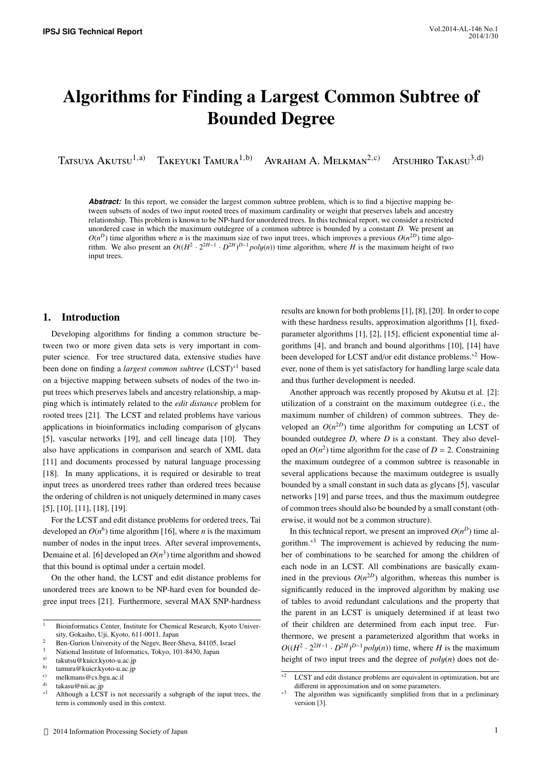# Algorithms for Finding a Largest Common Subtree of Bounded Degree

Tatsuya Akutsu[1,a)] Takeyuki Tamura[1,b)] Avraham A. Melkman[2,c)] Atsuhiro Takasu[3,d)]

***Abstract:*** In this report, we consider the largest common subtree problem, which is to find a bijective mapping between subsets of nodes of two input rooted trees of maximum cardinality or weight that preserves labels and ancestry relationship. This problem is known to be NP-hard for unordered trees. In this technical report, we consider a restricted unordered case in which the maximum outdegree of a common subtree is bounded by a constant $D$. We present an $O(n^D)$ time algorithm where $n$ is the maximum size of two input trees, which improves a previous $O(n^{2D})$ time algorithm. We also present an $O((H^2 \cdot 2^{2H-1} \cdot D^{2H})^{D-1} poly(n))$ time algorithm, where $H$ is the maximum height of two input trees.

## 1. Introduction

Developing algorithms for finding a common structure between two or more given data sets is very important in computer science. For tree structured data, extensive studies have been done on finding a *largest common subtree* (LCST)[*1] based on a bijective mapping between subsets of nodes of the two input trees which preserves labels and ancestry relationship, a mapping which is intimately related to the *edit distance* problem for rooted trees [21]. The LCST and related problems have various applications in bioinformatics including comparison of glycans [5], vascular networks [19], and cell lineage data [10]. They also have applications in comparison and search of XML data [11] and documents processed by natural language processing [18]. In many applications, it is required or desirable to treat input trees as unordered trees rather than ordered trees because the ordering of children is not uniquely determined in many cases [5], [10], [11], [18], [19].

For the LCST and edit distance problems for ordered trees, Tai developed an $O(n^6)$ time algorithm [16], where $n$ is the maximum number of nodes in the input trees. After several improvements, Demaine et al. [6] developed an $O(n^3)$ time algorithm and showed that this bound is optimal under a certain model.

On the other hand, the LCST and edit distance problems for unordered trees are known to be NP-hard even for bounded degree input trees [21]. Furthermore, several MAX SNP-hardness results are known for both problems [1], [8], [20]. In order to cope with these hardness results, approximation algorithms [1], fixed-parameter algorithms [1], [2], [15], efficient exponential time algorithms [4], and branch and bound algorithms [10], [14] have been developed for LCST and/or edit distance problems.[*2] However, none of them is yet satisfactory for handling large scale data and thus further development is needed.

Another approach was recently proposed by Akutsu et al. [2]: utilization of a constraint on the maximum outdegree (i.e., the maximum number of children) of common subtrees. They developed an $O(n^{2D})$ time algorithm for computing an LCST of bounded outdegree $D$, where $D$ is a constant. They also developed an $O(n^2)$ time algorithm for the case of $D = 2$. Constraining the maximum outdegree of a common subtree is reasonable in several applications because the maximum outdegree is usually bounded by a small constant in such data as glycans [5], vascular networks [19] and parse trees, and thus the maximum outdegree of common trees should also be bounded by a small constant (otherwise, it would not be a common structure).

In this technical report, we present an improved $O(n^D)$ time algorithm.[*3] The improvement is achieved by reducing the number of combinations to be searched for among the children of each node in an LCST. All combinations are basically examined in the previous $O(n^{2D})$ algorithm, whereas this number is significantly reduced in the improved algorithm by making use of tables to avoid redundant calculations and the property that the parent in an LCST is uniquely determined if at least two of their children are determined from each input tree. Furthermore, we present a parameterized algorithm that works in $O((H^2 \cdot 2^{2H-1} \cdot D^{2H})^{D-1} poly(n))$ time, where $H$ is the maximum height of two input trees and the degree of $poly(n)$ does not de-

---

1. Bioinformatics Center, Institute for Chemical Research, Kyoto University, Gokasho, Uji, Kyoto, 611-0011, Japan
2. Ben-Gurion University of the Negev, Beer-Sheva, 84105, Israel
3. National Institute of Informatics, Tokyo, 101-8430, Japan

a) takutsu@kuicr.kyoto-u.ac.jp
b) tamura@kuicr.kyoto-u.ac.jp
c) melkmans@cs.bgu.ac.il
d) takasu@nii.ac.jp

*1 Although a LCST is not necessarily a subgraph of the input trees, the term is commonly used in this context.

*2 LCST and edit distance problems are equivalent in optimization, but are different in approximation and on some parameters.

*3 The algorithm was significantly simplified from that in a preliminary version [3].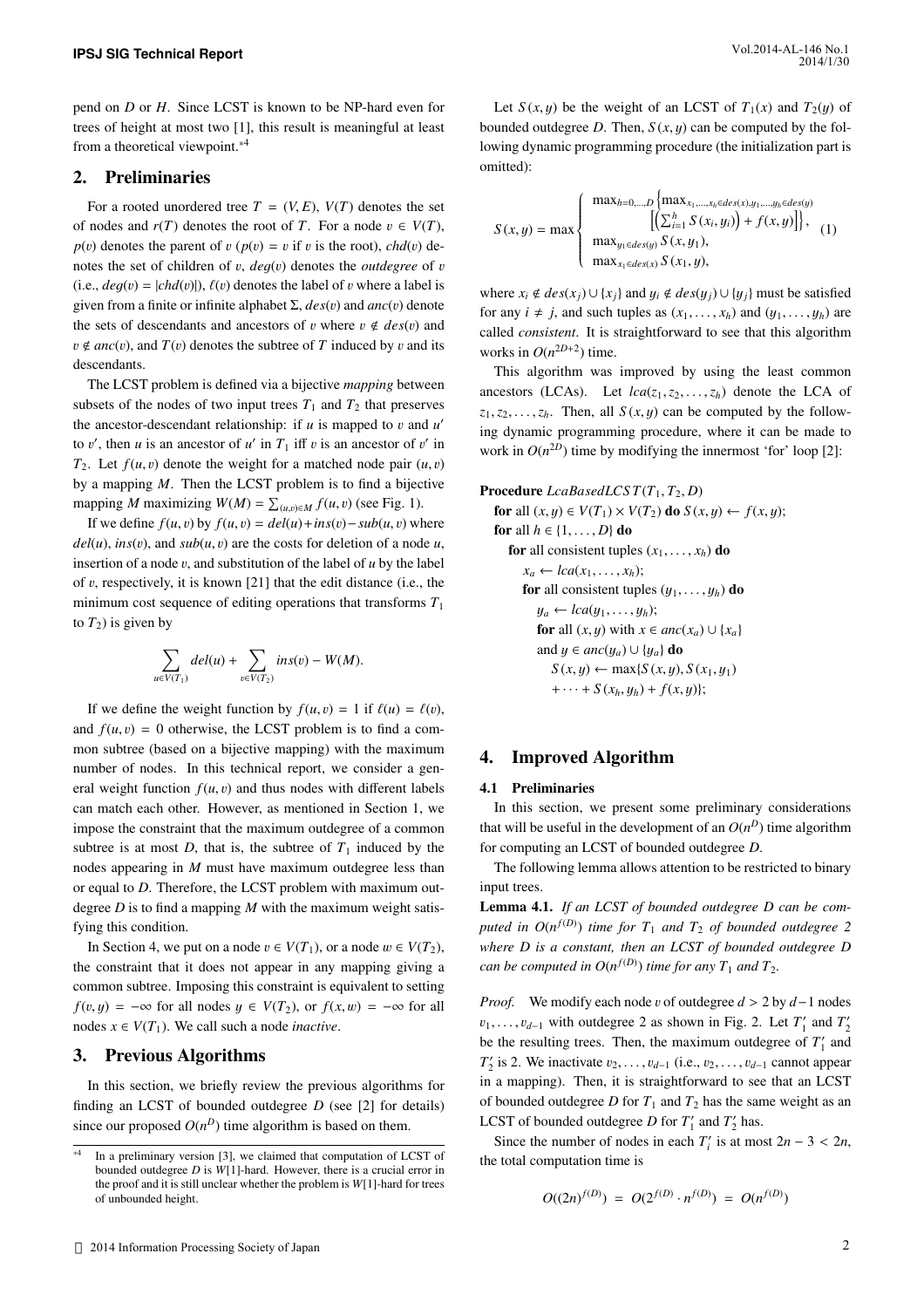pend on $D$ or $H$. Since LCST is known to be NP-hard even for trees of height at most two [1], this result is meaningful at least from a theoretical viewpoint.[*4]

## 2. Preliminaries

For a rooted unordered tree $T = (V, E)$, $V(T)$ denotes the set of nodes and $r(T)$ denotes the root of $T$. For a node $v \in V(T)$, $p(v)$ denotes the parent of $v$ ($p(v) = v$ if $v$ is the root), $chd(v)$ denotes the set of children of $v$, $deg(v)$ denotes the *outdegree* of $v$ (i.e., $deg(v) = |chd(v)|$), $\ell(v)$ denotes the label of $v$ where a label is given from a finite or infinite alphabet $\Sigma$, $des(v)$ and $anc(v)$ denote the sets of descendants and ancestors of $v$ where $v \notin des(v)$ and $v \notin anc(v)$, and $T(v)$ denotes the subtree of $T$ induced by $v$ and its descendants.

The LCST problem is defined via a bijective *mapping* between subsets of the nodes of two input trees $T_1$ and $T_2$ that preserves the ancestor-descendant relationship: if $u$ is mapped to $v$ and $u'$ to $v'$, then $u$ is an ancestor of $u'$ in $T_1$ iff $v$ is an ancestor of $v'$ in $T_2$. Let $f(u, v)$ denote the weight for a matched node pair $(u, v)$ by a mapping $M$. Then the LCST problem is to find a bijective mapping $M$ maximizing $W(M) = \sum_{(u,v)\in M} f(u, v)$ (see Fig. 1).

If we define $f(u, v)$ by $f(u, v) = del(u) + ins(v) - sub(u, v)$ where $del(u)$, $ins(v)$, and $sub(u, v)$ are the costs for deletion of a node $u$, insertion of a node $v$, and substitution of the label of $u$ by the label of $v$, respectively, it is known [21] that the edit distance (i.e., the minimum cost sequence of editing operations that transforms $T_1$ to $T_2$) is given by

$$\sum_{u\in V(T_1)} del(u) + \sum_{v\in V(T_2)} ins(v) - W(M).$$

If we define the weight function by $f(u, v) = 1$ if $\ell(u) = \ell(v)$, and $f(u, v) = 0$ otherwise, the LCST problem is to find a common subtree (based on a bijective mapping) with the maximum number of nodes. In this technical report, we consider a general weight function $f(u, v)$ and thus nodes with different labels can match each other. However, as mentioned in Section 1, we impose the constraint that the maximum outdegree of a common subtree is at most $D$, that is, the subtree of $T_1$ induced by the nodes appearing in $M$ must have maximum outdegree less than or equal to $D$. Therefore, the LCST problem with maximum outdegree $D$ is to find a mapping $M$ with the maximum weight satisfying this condition.

In Section 4, we put on a node $v \in V(T_1)$, or a node $w \in V(T_2)$, the constraint that it does not appear in any mapping giving a common subtree. Imposing this constraint is equivalent to setting $f(v, y) = -\infty$ for all nodes $y \in V(T_2)$, or $f(x, w) = -\infty$ for all nodes $x \in V(T_1)$. We call such a node *inactive*.

## 3. Previous Algorithms

In this section, we briefly review the previous algorithms for finding an LCST of bounded outdegree $D$ (see [2] for details) since our proposed $O(n^D)$ time algorithm is based on them.

Let $S(x, y)$ be the weight of an LCST of $T_1(x)$ and $T_2(y)$ of bounded outdegree $D$. Then, $S(x, y)$ can be computed by the following dynamic programming procedure (the initialization part is omitted):

$$S(x,y) = \max \begin{cases} \max_{h=0,\ldots,D} \Big\{ \max_{x_1,\ldots,x_h\in des(x), y_1,\ldots,y_h\in des(y)} \\ \qquad \Big[ \Big( \sum_{i=1}^h S(x_i, y_i) \Big) + f(x,y) \Big] \Big\}, \\ \max_{y_1\in des(y)} S(x, y_1), \\ \max_{x_1\in des(x)} S(x_1, y), \end{cases} \quad (1)$$

where $x_i \notin des(x_j) \cup \{x_j\}$ and $y_i \notin des(y_j) \cup \{y_j\}$ must be satisfied for any $i \neq j$, and such tuples as $(x_1, \ldots, x_h)$ and $(y_1, \ldots, y_h)$ are called *consistent*. It is straightforward to see that this algorithm works in $O(n^{2D+2})$ time.

This algorithm was improved by using the least common ancestors (LCAs). Let $lca(z_1, z_2, \ldots, z_h)$ denote the LCA of $z_1, z_2, \ldots, z_h$. Then, all $S(x, y)$ can be computed by the following dynamic programming procedure, where it can be made to work in $O(n^{2D})$ time by modifying the innermost 'for' loop [2]:

**Procedure** $LcaBasedLCST(T_1, T_2, D)$
  **for** all $(x, y) \in V(T_1) \times V(T_2)$ **do** $S(x, y) \leftarrow f(x, y)$;
  **for** all $h \in \{1, \ldots, D\}$ **do**
    **for** all consistent tuples $(x_1, \ldots, x_h)$ **do**
      $x_a \leftarrow lca(x_1, \ldots, x_h)$;
      **for** all consistent tuples $(y_1, \ldots, y_h)$ **do**
        $y_a \leftarrow lca(y_1, \ldots, y_h)$;
        **for** all $(x, y)$ with $x \in anc(x_a) \cup \{x_a\}$
        and $y \in anc(y_a) \cup \{y_a\}$ **do**
          $S(x, y) \leftarrow \max\{S(x, y), S(x_1, y_1)$
          $+ \cdots + S(x_h, y_h) + f(x, y)\}$;

## 4. Improved Algorithm

### 4.1 Preliminaries

In this section, we present some preliminary considerations that will be useful in the development of an $O(n^D)$ time algorithm for computing an LCST of bounded outdegree $D$.

The following lemma allows attention to be restricted to binary input trees.

**Lemma 4.1.** *If an LCST of bounded outdegree $D$ can be computed in $O(n^{f(D)})$ time for $T_1$ and $T_2$ of bounded outdegree 2 where $D$ is a constant, then an LCST of bounded outdegree $D$ can be computed in $O(n^{f(D)})$ time for any $T_1$ and $T_2$.*

*Proof.* We modify each node $v$ of outdegree $d > 2$ by $d-1$ nodes $v_1, \ldots, v_{d-1}$ with outdegree 2 as shown in Fig. 2. Let $T_1'$ and $T_2'$ be the resulting trees. Then, the maximum outdegree of $T_1'$ and $T_2'$ is 2. We inactivate $v_2, \ldots, v_{d-1}$ (i.e., $v_2, \ldots, v_{d-1}$ cannot appear in a mapping). Then, it is straightforward to see that an LCST of bounded outdegree $D$ for $T_1$ and $T_2$ has the same weight as an LCST of bounded outdegree $D$ for $T_1'$ and $T_2'$ has.

Since the number of nodes in each $T_i'$ is at most $2n - 3 < 2n$, the total computation time is

$$O((2n)^{f(D)}) = O(2^{f(D)} \cdot n^{f(D)}) = O(n^{f(D)})$$

[*4] In a preliminary version [3], we claimed that computation of LCST of bounded outdegree $D$ is $W[1]$-hard. However, there is a crucial error in the proof and it is still unclear whether the problem is $W[1]$-hard for trees of unbounded height.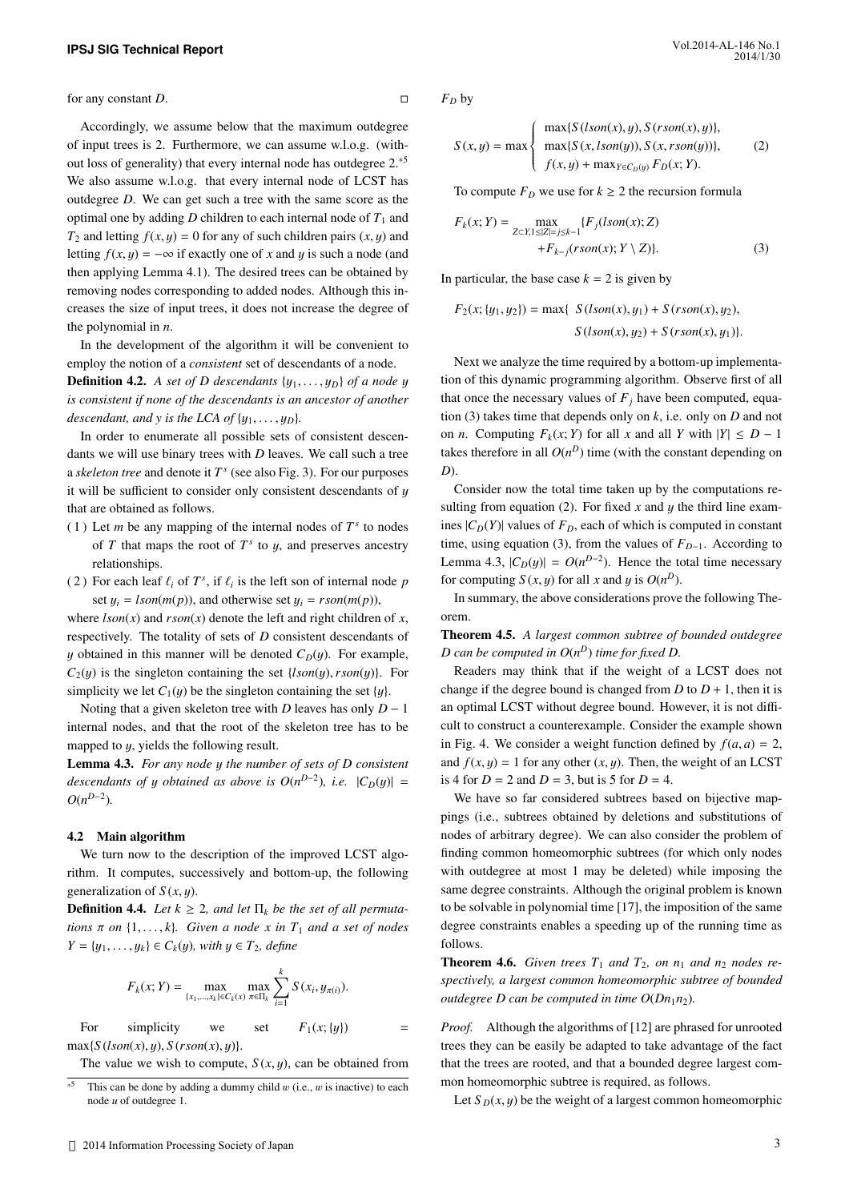for any constant $D$. □

Accordingly, we assume below that the maximum outdegree of input trees is 2. Furthermore, we can assume w.l.o.g. (without loss of generality) that every internal node has outdegree 2.[*5] We also assume w.l.o.g. that every internal node of LCST has outdegree $D$. We can get such a tree with the same score as the optimal one by adding $D$ children to each internal node of $T_1$ and $T_2$ and letting $f(x, y) = 0$ for any of such children pairs $(x, y)$ and letting $f(x, y) = -\infty$ if exactly one of $x$ and $y$ is such a node (and then applying Lemma 4.1). The desired trees can be obtained by removing nodes corresponding to added nodes. Although this increases the size of input trees, it does not increase the degree of the polynomial in $n$.

In the development of the algorithm it will be convenient to employ the notion of a *consistent* set of descendants of a node.

**Definition 4.2.** *A set of $D$ descendants $\{y_1, \ldots, y_D\}$ of a node $y$ is consistent if none of the descendants is an ancestor of another descendant, and $y$ is the LCA of $\{y_1, \ldots, y_D\}$.*

In order to enumerate all possible sets of consistent descendants we will use binary trees with $D$ leaves. We call such a tree a *skeleton tree* and denote it $T^s$ (see also Fig. 3). For our purposes it will be sufficient to consider only consistent descendants of $y$ that are obtained as follows.

(1) Let $m$ be any mapping of the internal nodes of $T^s$ to nodes of $T$ that maps the root of $T^s$ to $y$, and preserves ancestry relationships.

(2) For each leaf $\ell_i$ of $T^s$, if $\ell_i$ is the left son of internal node $p$ set $y_i = lson(m(p))$, and otherwise set $y_i = rson(m(p))$,

where $lson(x)$ and $rson(x)$ denote the left and right children of $x$, respectively. The totality of sets of $D$ consistent descendants of $y$ obtained in this manner will be denoted $C_D(y)$. For example, $C_2(y)$ is the singleton containing the set $\{lson(y), rson(y)\}$. For simplicity we let $C_1(y)$ be the singleton containing the set $\{y\}$.

Noting that a given skeleton tree with $D$ leaves has only $D - 1$ internal nodes, and that the root of the skeleton tree has to be mapped to $y$, yields the following result.

**Lemma 4.3.** *For any node $y$ the number of sets of $D$ consistent descendants of $y$ obtained as above is $O(n^{D-2})$, i.e. $|C_D(y)| = O(n^{D-2})$.*

### 4.2 Main algorithm

We turn now to the description of the improved LCST algorithm. It computes, successively and bottom-up, the following generalization of $S(x, y)$.

**Definition 4.4.** *Let $k \geq 2$, and let $\Pi_k$ be the set of all permutations $\pi$ on $\{1, \ldots, k\}$. Given a node $x$ in $T_1$ and a set of nodes $Y = \{y_1, \ldots, y_k\} \in C_k(y)$, with $y \in T_2$, define*

$$F_k(x; Y) = \max_{\{x_1, \ldots, x_k\} \in C_k(x)} \max_{\pi \in \Pi_k} \sum_{i=1}^{k} S(x_i, y_{\pi(i)}).$$

For simplicity we set $F_1(x; \{y\}) = \max\{S(lson(x), y), S(rson(x), y)\}$.

The value we wish to compute, $S(x, y)$, can be obtained from $F_D$ by

$$S(x, y) = \max \begin{cases} \max\{S(lson(x), y), S(rson(x), y)\}, \\ \max\{S(x, lson(y)), S(x, rson(y))\}, \\ f(x, y) + \max_{Y \in C_D(y)} F_D(x; Y). \end{cases} \quad (2)$$

To compute $F_D$ we use for $k \geq 2$ the recursion formula

$$F_k(x; Y) = \max_{Z \subset Y, 1 \leq |Z| = j \leq k-1} \{F_j(lson(x); Z) + F_{k-j}(rson(x); Y \setminus Z)\}. \quad (3)$$

In particular, the base case $k = 2$ is given by

$$F_2(x; \{y_1, y_2\}) = \max\{\ S(lson(x), y_1) + S(rson(x), y_2),\ S(lson(x), y_2) + S(rson(x), y_1)\}.$$

Next we analyze the time required by a bottom-up implementation of this dynamic programming algorithm. Observe first of all that once the necessary values of $F_j$ have been computed, equation (3) takes time that depends only on $k$, i.e. only on $D$ and not on $n$. Computing $F_k(x; Y)$ for all $x$ and all $Y$ with $|Y| \leq D - 1$ takes therefore in all $O(n^D)$ time (with the constant depending on $D$).

Consider now the total time taken up by the computations resulting from equation (2). For fixed $x$ and $y$ the third line examines $|C_D(Y)|$ values of $F_D$, each of which is computed in constant time, using equation (3), from the values of $F_{D-1}$. According to Lemma 4.3, $|C_D(y)| = O(n^{D-2})$. Hence the total time necessary for computing $S(x, y)$ for all $x$ and $y$ is $O(n^D)$.

In summary, the above considerations prove the following Theorem.

**Theorem 4.5.** *A largest common subtree of bounded outdegree $D$ can be computed in $O(n^D)$ time for fixed $D$.*

Readers may think that if the weight of a LCST does not change if the degree bound is changed from $D$ to $D + 1$, then it is an optimal LCST without degree bound. However, it is not difficult to construct a counterexample. Consider the example shown in Fig. 4. We consider a weight function defined by $f(a, a) = 2$, and $f(x, y) = 1$ for any other $(x, y)$. Then, the weight of an LCST is 4 for $D = 2$ and $D = 3$, but is 5 for $D = 4$.

We have so far considered subtrees based on bijective mappings (i.e., subtrees obtained by deletions and substitutions of nodes of arbitrary degree). We can also consider the problem of finding common homeomorphic subtrees (for which only nodes with outdegree at most 1 may be deleted) while imposing the same degree constraints. Although the original problem is known to be solvable in polynomial time [17], the imposition of the same degree constraints enables a speeding up of the running time as follows.

**Theorem 4.6.** *Given trees $T_1$ and $T_2$, on $n_1$ and $n_2$ nodes respectively, a largest common homeomorphic subtree of bounded outdegree $D$ can be computed in time $O(Dn_1n_2)$.*

*Proof.* Although the algorithms of [12] are phrased for unrooted trees they can be easily be adapted to take advantage of the fact that the trees are rooted, and that a bounded degree largest common homeomorphic subtree is required, as follows.

Let $S_D(x, y)$ be the weight of a largest common homeomorphic

[*5] This can be done by adding a dummy child $w$ (i.e., $w$ is inactive) to each node $u$ of outdegree 1.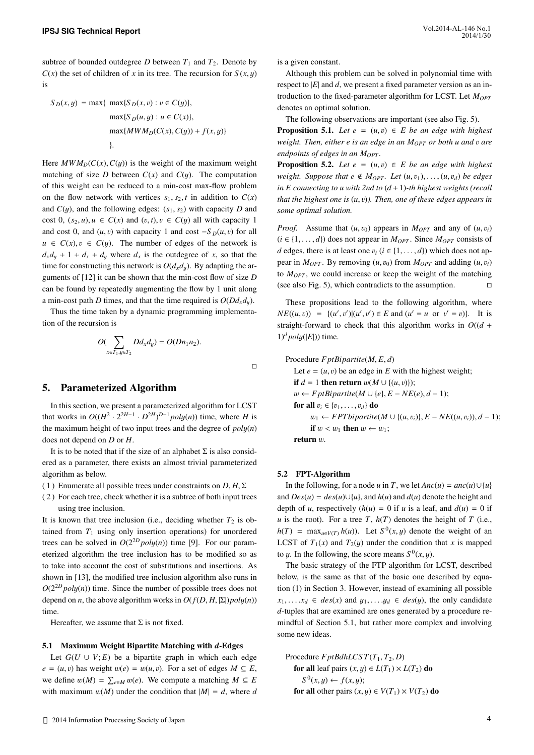subtree of bounded outdegree $D$ between $T_1$ and $T_2$. Denote by $C(x)$ the set of children of $x$ in its tree. The recursion for $S(x,y)$ is

$$
\begin{aligned}
S_D(x,y) = \max\{ & \max\{S_D(x,v) : v \in C(y)\}, \\
& \max\{S_D(u,y) : u \in C(x)\}, \\
& \max\{MWM_D(C(x), C(y)) + f(x,y)\} \\
& \}.
\end{aligned}
$$

Here $MWM_D(C(x), C(y))$ is the weight of the maximum weight matching of size $D$ between $C(x)$ and $C(y)$. The computation of this weight can be reduced to a min-cost max-flow problem on the flow network with vertices $s_1, s_2, t$ in addition to $C(x)$ and $C(y)$, and the following edges: $(s_1, s_2)$ with capacity $D$ and cost 0, $(s_2, u), u \in C(x)$ and $(v, t), v \in C(y)$ all with capacity 1 and cost 0, and $(u, v)$ with capacity 1 and cost $-S_D(u, v)$ for all $u \in C(x), v \in C(y)$. The number of edges of the network is $d_x d_y + 1 + d_x + d_y$ where $d_x$ is the outdegree of $x$, so that the time for constructing this network is $O(d_x d_y)$. By adapting the arguments of [12] it can be shown that the min-cost flow of size $D$ can be found by repeatedly augmenting the flow by 1 unit along a min-cost path $D$ times, and that the time required is $O(D d_x d_y)$.

Thus the time taken by a dynamic programming implementation of the recursion is

$$
O(\sum_{x \in T_1, y \in T_2} D d_x d_y) = O(D n_1 n_2).
$$

□

## 5. Parameterized Algorithm

In this section, we present a parameterized algorithm for LCST that works in $O((H^2 \cdot 2^{2H-1} \cdot D^{2H})^{D-1} poly(n))$ time, where $H$ is the maximum height of two input trees and the degree of $poly(n)$ does not depend on $D$ or $H$.

It is to be noted that if the size of an alphabet $\Sigma$ is also considered as a parameter, there exists an almost trivial parameterized algorithm as below.

(1) Enumerate all possible trees under constraints on $D, H, \Sigma$

(2) For each tree, check whether it is a subtree of both input trees using tree inclusion.

It is known that tree inclusion (i.e., deciding whether $T_2$ is obtained from $T_1$ using only insertion operations) for unordered trees can be solved in $O(2^{2D} poly(n))$ time [9]. For our parameterized algorithm the tree inclusion has to be modified so as to take into account the cost of substitutions and insertions. As shown in [13], the modified tree inclusion algorithm also runs in $O(2^{2D} poly(n))$ time. Since the number of possible trees does not depend on $n$, the above algorithm works in $O(f(D, H, |\Sigma|) poly(n))$ time.

Hereafter, we assume that $\Sigma$ is not fixed.

### 5.1 Maximum Weight Bipartite Matching with $d$-Edges

Let $G(U \cup V; E)$ be a bipartite graph in which each edge $e = (u, v)$ has weight $w(e) = w(u, v)$. For a set of edges $M \subseteq E$, we define $w(M) = \sum_{e \in M} w(e)$. We compute a matching $M \subseteq E$ with maximum $w(M)$ under the condition that $|M| = d$, where $d$ is a given constant.

Although this problem can be solved in polynomial time with respect to $|E|$ and $d$, we present a fixed parameter version as an introduction to the fixed-parameter algorithm for LCST. Let $M_{OPT}$ denotes an optimal solution.

The following observations are important (see also Fig. 5).

**Proposition 5.1.** *Let $e = (u, v) \in E$ be an edge with highest weight. Then, either $e$ is an edge in an $M_{OPT}$ or both $u$ and $v$ are endpoints of edges in an $M_{OPT}$.*

**Proposition 5.2.** *Let $e = (u, v) \in E$ be an edge with highest weight. Suppose that $e \notin M_{OPT}$. Let $(u, v_1), \ldots, (u, v_d)$ be edges in $E$ connecting to $u$ with 2nd to $(d+1)$-th highest weights (recall that the highest one is $(u, v)$). Then, one of these edges appears in some optimal solution.*

*Proof.* Assume that $(u, v_0)$ appears in $M_{OPT}$ and any of $(u, v_i)$ $(i \in \{1, \ldots, d\})$ does not appear in $M_{OPT}$. Since $M_{OPT}$ consists of $d$ edges, there is at least one $v_i$ $(i \in \{1, \ldots, d\})$ which does not appear in $M_{OPT}$. By removing $(u, v_0)$ from $M_{OPT}$ and adding $(u, v_i)$ to $M_{OPT}$, we could increase or keep the weight of the matching (see also Fig. 5), which contradicts to the assumption. □

These propositions lead to the following algorithm, where $NE((u, v)) = \{(u', v') | (u', v') \in E \text{ and } (u' = u \text{ or } v' = v)\}$. It is straight-forward to check that this algorithm works in $O((d+1)^d poly(|E|))$ time.

```
Procedure FptBipartite(M, E, d)
   Let e = (u, v) be an edge in E with the highest weight;
   if d = 1 then return w(M ∪ {(u, v)});
   w ← FptBipartite(M ∪ {e}, E − NE(e), d − 1);
   for all v_i ∈ {v_1, ..., v_d} do
        w_1 ← FPTbipartite(M ∪ {(u, v_i)}, E − NE((u, v_i)), d − 1);
        if w < w_1 then w ← w_1;
   return w.
```

### 5.2 FPT-Algorithm

In the following, for a node $u$ in $T$, we let $Anc(u) = anc(u) \cup \{u\}$ and $Des(u) = des(u) \cup \{u\}$, and $h(u)$ and $d(u)$ denote the height and depth of $u$, respectively ($h(u) = 0$ if $u$ is a leaf, and $d(u) = 0$ if $u$ is the root). For a tree $T$, $h(T)$ denotes the height of $T$ (i.e., $h(T) = \max_{u \in V(T)} h(u)$). Let $S^0(x, y)$ denote the weight of an LCST of $T_1(x)$ and $T_2(y)$ under the condition that $x$ is mapped to $y$. In the following, the score means $S^0(x, y)$.

The basic strategy of the FTP algorithm for LCST, described below, is the same as that of the basic one described by equation (1) in Section 3. However, instead of examining all possible $x_1, \ldots, x_d \in des(x)$ and $y_1, \ldots, y_d \in des(y)$, the only candidate $d$-tuples that are examined are ones generated by a procedure remindful of Section 5.1, but rather more complex and involving some new ideas.

```
Procedure FptBdhLCST(T_1, T_2, D)
   for all leaf pairs (x, y) ∈ L(T_1) × L(T_2) do
      S^0(x, y) ← f(x, y);
   for all other pairs (x, y) ∈ V(T_1) × V(T_2) do
```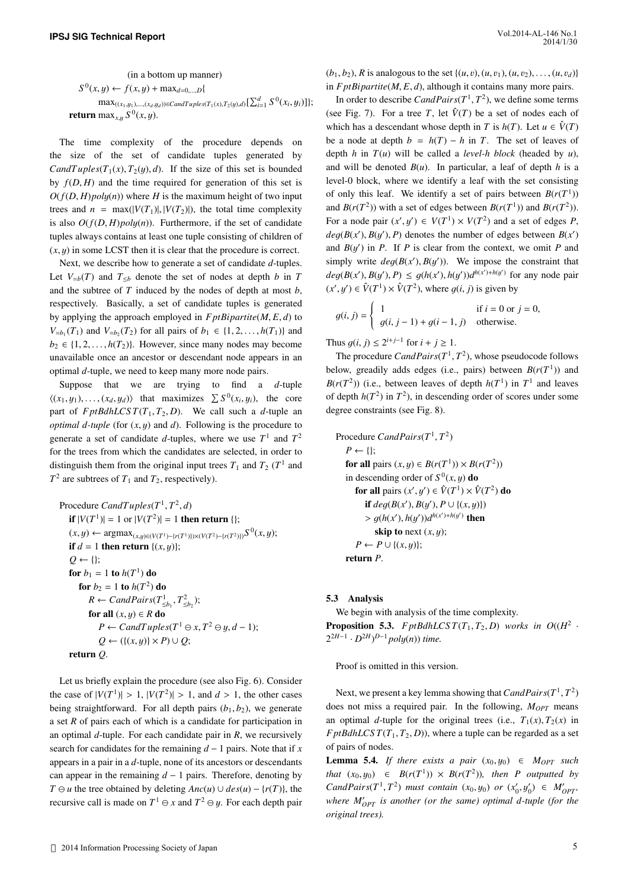(in a bottom up manner)

$S^0(x, y) \leftarrow f(x, y) + \max_{d=0,\ldots,D}\{$

$\max_{((x_1,y_1),\ldots,(x_d,y_d))\in CandTuples(T_1(x),T_2(y),d)}[\sum_{i=1}^{d} S^0(x_i, y_i)]\}$;

**return** $\max_{x,y} S^0(x, y)$.

The time complexity of the procedure depends on the size of the set of candidate tuples generated by $CandTuples(T_1(x), T_2(y), d)$. If the size of this set is bounded by $f(D, H)$ and the time required for generation of this set is $O(f(D, H)poly(n))$ where $H$ is the maximum height of two input trees and $n = \max(|V(T_1)|, |V(T_2)|)$, the total time complexity is also $O(f(D, H)poly(n))$. Furthermore, if the set of candidate tuples always contains at least one tuple consisting of children of $(x, y)$ in some LCST then it is clear that the procedure is correct.

Next, we describe how to generate a set of candidate $d$-tuples. Let $V_{=b}(T)$ and $T_{\leq b}$ denote the set of nodes at depth $b$ in $T$ and the subtree of $T$ induced by the nodes of depth at most $b$, respectively. Basically, a set of candidate tuples is generated by applying the approach employed in $FptBipartite(M, E, d)$ to $V_{=b_1}(T_1)$ and $V_{=b_2}(T_2)$ for all pairs of $b_1 \in \{1, 2, \ldots, h(T_1)\}$ and $b_2 \in \{1, 2, \ldots, h(T_2)\}$. However, since many nodes may become unavailable once an ancestor or descendant node appears in an optimal $d$-tuple, we need to keep many more node pairs.

Suppose that we are trying to find a $d$-tuple $\langle(x_1, y_1), \ldots, (x_d, y_d)\rangle$ that maximizes $\sum S^0(x_i, y_i)$, the core part of $FptBdhLCST(T_1, T_2, D)$. We call such a $d$-tuple an *optimal d-tuple* (for $(x, y)$ and $d$). Following is the procedure to generate a set of candidate $d$-tuples, where we use $T^1$ and $T^2$ for the trees from which the candidates are selected, in order to distinguish them from the original input trees $T_1$ and $T_2$ ($T^1$ and $T^2$ are subtrees of $T_1$ and $T_2$, respectively).

Procedure $CandTuples(T^1, T^2, d)$

**if** $|V(T^1)| = 1$ or $|V(T^2)| = 1$ **then return** $\{\}$;

$(x, y) \leftarrow \mathrm{argmax}_{(x,y)\in(V(T^1)-\{r(T^1)\})\times(V(T^2)-\{r(T^2)\})} S^0(x, y)$;

**if** $d = 1$ **then return** $\{(x, y)\}$;

$Q \leftarrow \{\}$;

**for** $b_1 = 1$ **to** $h(T^1)$ **do**

  **for** $b_2 = 1$ **to** $h(T^2)$ **do**

    $R \leftarrow CandPairs(T^1_{\leq b_1}, T^2_{\leq b_2})$;

    **for all** $(x, y) \in R$ **do**

      $P \leftarrow CandTuples(T^1 \ominus x, T^2 \ominus y, d - 1)$;

      $Q \leftarrow (\{(x, y)\} \times P) \cup Q$;

**return** $Q$.

Let us briefly explain the procedure (see also Fig. 6). Consider the case of $|V(T^1)| > 1$, $|V(T^2)| > 1$, and $d > 1$, the other cases being straightforward. For all depth pairs $(b_1, b_2)$, we generate a set $R$ of pairs each of which is a candidate for participation in an optimal $d$-tuple. For each candidate pair in $R$, we recursively search for candidates for the remaining $d - 1$ pairs. Note that if $x$ appears in a pair in a $d$-tuple, none of its ancestors or descendants can appear in the remaining $d - 1$ pairs. Therefore, denoting by $T \ominus u$ the tree obtained by deleting $Anc(u) \cup des(u) - \{r(T)\}$, the recursive call is made on $T^1 \ominus x$ and $T^2 \ominus y$. For each depth pair $(b_1, b_2)$, $R$ is analogous to the set $\{(u, v), (u, v_1), (u, v_2), \ldots, (u, v_d)\}$ in $FptBipartite(M, E, d)$, although it contains many more pairs.

In order to describe $CandPairs(T^1, T^2)$, we define some terms (see Fig. 7). For a tree $T$, let $\hat{V}(T)$ be a set of nodes each of which has a descendant whose depth in $T$ is $h(T)$. Let $u \in \hat{V}(T)$ be a node at depth $b = h(T) - h$ in $T$. The set of leaves of depth $h$ in $T(u)$ will be called a *level-h block* (headed by $u$), and will be denoted $B(u)$. In particular, a leaf of depth $h$ is a level-0 block, where we identify a leaf with the set consisting of only this leaf. We identify a set of pairs between $B(r(T^1))$ and $B(r(T^2))$ with a set of edges between $B(r(T^1))$ and $B(r(T^2))$. For a node pair $(x', y') \in V(T^1) \times V(T^2)$ and a set of edges $P$, $deg(B(x'), B(y'), P)$ denotes the number of edges between $B(x')$ and $B(y')$ in $P$. If $P$ is clear from the context, we omit $P$ and simply write $deg(B(x'), B(y'))$. We impose the constraint that $deg(B(x'), B(y'), P) \leq g(h(x'), h(y'))d^{h(x')+h(y')}$ for any node pair $(x', y') \in \hat{V}(T^1) \times \hat{V}(T^2)$, where $g(i, j)$ is given by

$$g(i, j) = \begin{cases} 1 & \text{if } i = 0 \text{ or } j = 0, \\ g(i, j-1) + g(i-1, j) & \text{otherwise.} \end{cases}$$

Thus $g(i, j) \leq 2^{i+j-1}$ for $i + j \geq 1$.

The procedure $CandPairs(T^1, T^2)$, whose pseudocode follows below, greedily adds edges (i.e., pairs) between $B(r(T^1))$ and $B(r(T^2))$ (i.e., between leaves of depth $h(T^1)$ in $T^1$ and leaves of depth $h(T^2)$ in $T^2$), in descending order of scores under some degree constraints (see Fig. 8).

Procedure $CandPairs(T^1, T^2)$

$P \leftarrow \{\}$;

**for all** pairs $(x, y) \in B(r(T^1)) \times B(r(T^2))$

in descending order of $S^0(x, y)$ **do**

  **for all** pairs $(x', y') \in \hat{V}(T^1) \times \hat{V}(T^2)$ **do**

    **if** $deg(B(x'), B(y'), P \cup \{(x, y)\})$

    $> g(h(x'), h(y'))d^{h(x')+h(y')}$ **then**

      **skip to** next $(x, y)$;

  $P \leftarrow P \cup \{(x, y)\}$;

**return** $P$.

### 5.3 Analysis

We begin with analysis of the time complexity.

**Proposition 5.3.** *$FptBdhLCST(T_1, T_2, D)$ works in $O((H^2 \cdot 2^{2H-1} \cdot D^{2H})^{D-1} poly(n))$ time.*

Proof is omitted in this version.

Next, we present a key lemma showing that $CandPairs(T^1, T^2)$ does not miss a required pair. In the following, $M_{OPT}$ means an optimal $d$-tuple for the original trees (i.e., $T_1(x), T_2(x)$ in $FptBdhLCST(T_1, T_2, D)$), where a tuple can be regarded as a set of pairs of nodes.

**Lemma 5.4.** *If there exists a pair $(x_0, y_0) \in M_{OPT}$ such that $(x_0, y_0) \in B(r(T^1)) \times B(r(T^2))$, then $P$ outputted by $CandPairs(T^1, T^2)$ must contain $(x_0, y_0)$ or $(x'_0, y'_0) \in M'_{OPT}$, where $M'_{OPT}$ is another (or the same) optimal $d$-tuple (for the original trees).*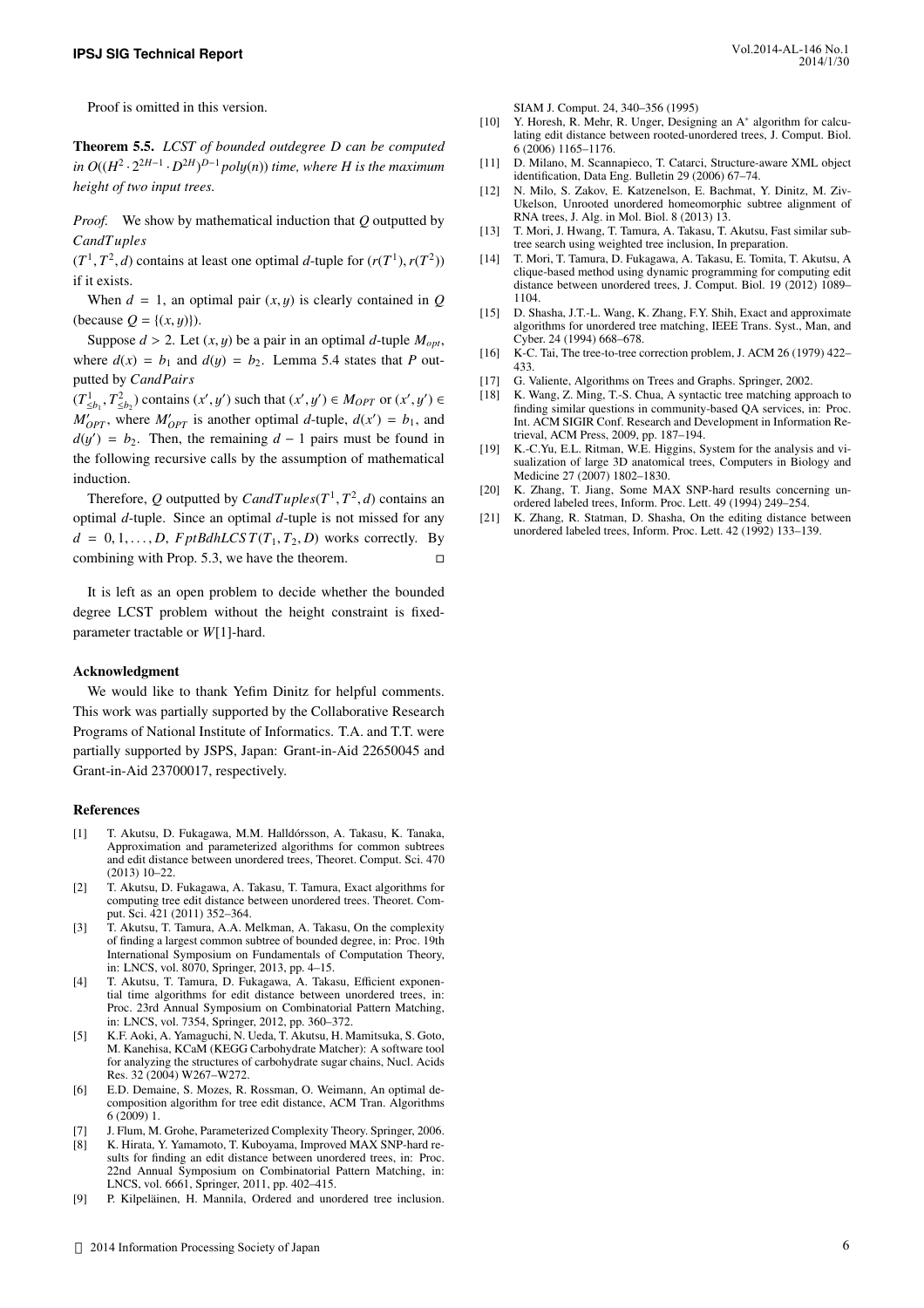Proof is omitted in this version.

**Theorem 5.5.** *LCST of bounded outdegree $D$ can be computed in $O((H^2 \cdot 2^{2H-1} \cdot D^{2H})^{D-1} poly(n))$ time, where $H$ is the maximum height of two input trees.*

*Proof.* We show by mathematical induction that $Q$ outputted by $CandTuples$ $(T^1, T^2, d)$ contains at least one optimal $d$-tuple for $(r(T^1), r(T^2))$ if it exists.

When $d = 1$, an optimal pair $(x, y)$ is clearly contained in $Q$ (because $Q = \{(x, y)\}$).

Suppose $d > 2$. Let $(x, y)$ be a pair in an optimal $d$-tuple $M_{opt}$, where $d(x) = b_1$ and $d(y) = b_2$. Lemma 5.4 states that $P$ outputted by $CandPairs$ $(T^1_{\leq b_1}, T^2_{\leq b_2})$ contains $(x', y')$ such that $(x', y') \in M_{OPT}$ or $(x', y') \in M'_{OPT}$, where $M'_{OPT}$ is another optimal $d$-tuple, $d(x') = b_1$, and $d(y') = b_2$. Then, the remaining $d - 1$ pairs must be found in the following recursive calls by the assumption of mathematical induction.

Therefore, $Q$ outputted by $CandTuples(T^1, T^2, d)$ contains an optimal $d$-tuple. Since an optimal $d$-tuple is not missed for any $d = 0, 1, \ldots, D$, $FptBdhLCST(T_1, T_2, D)$ works correctly. By combining with Prop. 5.3, we have the theorem. □

It is left as an open problem to decide whether the bounded degree LCST problem without the height constraint is fixed-parameter tractable or $W[1]$-hard.

### Acknowledgment

We would like to thank Yefim Dinitz for helpful comments. This work was partially supported by the Collaborative Research Programs of National Institute of Informatics. T.A. and T.T. were partially supported by JSPS, Japan: Grant-in-Aid 22650045 and Grant-in-Aid 23700017, respectively.

### References

[1] T. Akutsu, D. Fukagawa, M.M. Halldórsson, A. Takasu, K. Tanaka, Approximation and parameterized algorithms for common subtrees and edit distance between unordered trees, Theoret. Comput. Sci. 470 (2013) 10–22.

[2] T. Akutsu, D. Fukagawa, A. Takasu, T. Tamura, Exact algorithms for computing tree edit distance between unordered trees. Theoret. Comput. Sci. 421 (2011) 352–364.

[3] T. Akutsu, T. Tamura, A.A. Melkman, A. Takasu, On the complexity of finding a largest common subtree of bounded degree, in: Proc. 19th International Symposium on Fundamentals of Computation Theory, in: LNCS, vol. 8070, Springer, 2013, pp. 4–15.

[4] T. Akutsu, T. Tamura, D. Fukagawa, A. Takasu, Efficient exponential time algorithms for edit distance between unordered trees, in: Proc. 23rd Annual Symposium on Combinatorial Pattern Matching, in: LNCS, vol. 7354, Springer, 2012, pp. 360–372.

[5] K.F. Aoki, A. Yamaguchi, N. Ueda, T. Akutsu, H. Mamitsuka, S. Goto, M. Kanehisa, KCaM (KEGG Carbohydrate Matcher): A software tool for analyzing the structures of carbohydrate sugar chains, Nucl. Acids Res. 32 (2004) W267–W272.

[6] E.D. Demaine, S. Mozes, R. Rossman, O. Weimann, An optimal decomposition algorithm for tree edit distance, ACM Tran. Algorithms 6 (2009) 1.

[7] J. Flum, M. Grohe, Parameterized Complexity Theory. Springer, 2006.

[8] K. Hirata, Y. Yamamoto, T. Kuboyama, Improved MAX SNP-hard results for finding an edit distance between unordered trees, in: Proc. 22nd Annual Symposium on Combinatorial Pattern Matching, in: LNCS, vol. 6661, Springer, 2011, pp. 402–415.

[9] P. Kilpeläinen, H. Mannila, Ordered and unordered tree inclusion. SIAM J. Comput. 24, 340–356 (1995)

[10] Y. Horesh, R. Mehr, R. Unger, Designing an A* algorithm for calculating edit distance between rooted-unordered trees, J. Comput. Biol. 6 (2006) 1165–1176.

[11] D. Milano, M. Scannapieco, T. Catarci, Structure-aware XML object identification, Data Eng. Bulletin 29 (2006) 67–74.

[12] N. Milo, S. Zakov, E. Katzenelson, E. Bachmat, Y. Dinitz, M. Ziv-Ukelson, Unrooted unordered homeomorphic subtree alignment of RNA trees, J. Alg. in Mol. Biol. 8 (2013) 13.

[13] T. Mori, J. Hwang, T. Tamura, A. Takasu, T. Akutsu, Fast similar subtree search using weighted tree inclusion, In preparation.

[14] T. Mori, T. Tamura, D. Fukagawa, A. Takasu, E. Tomita, T. Akutsu, A clique-based method using dynamic programming for computing edit distance between unordered trees, J. Comput. Biol. 19 (2012) 1089–1104.

[15] D. Shasha, J.T.-L. Wang, K. Zhang, F.Y. Shih, Exact and approximate algorithms for unordered tree matching, IEEE Trans. Syst., Man, and Cyber. 24 (1994) 668–678.

[16] K-C. Tai, The tree-to-tree correction problem, J. ACM 26 (1979) 422–433.

[17] G. Valiente, Algorithms on Trees and Graphs. Springer, 2002.

[18] K. Wang, Z. Ming, T.-S. Chua, A syntactic tree matching approach to finding similar questions in community-based QA services, in: Proc. Int. ACM SIGIR Conf. Research and Development in Information Retrieval, ACM Press, 2009, pp. 187–194.

[19] K.-C.Yu, E.L. Ritman, W.E. Higgins, System for the analysis and visualization of large 3D anatomical trees, Computers in Biology and Medicine 27 (2007) 1802–1830.

[20] K. Zhang, T. Jiang, Some MAX SNP-hard results concerning unordered labeled trees, Inform. Proc. Lett. 49 (1994) 249–254.

[21] K. Zhang, R. Statman, D. Shasha, On the editing distance between unordered labeled trees, Inform. Proc. Lett. 42 (1992) 133–139.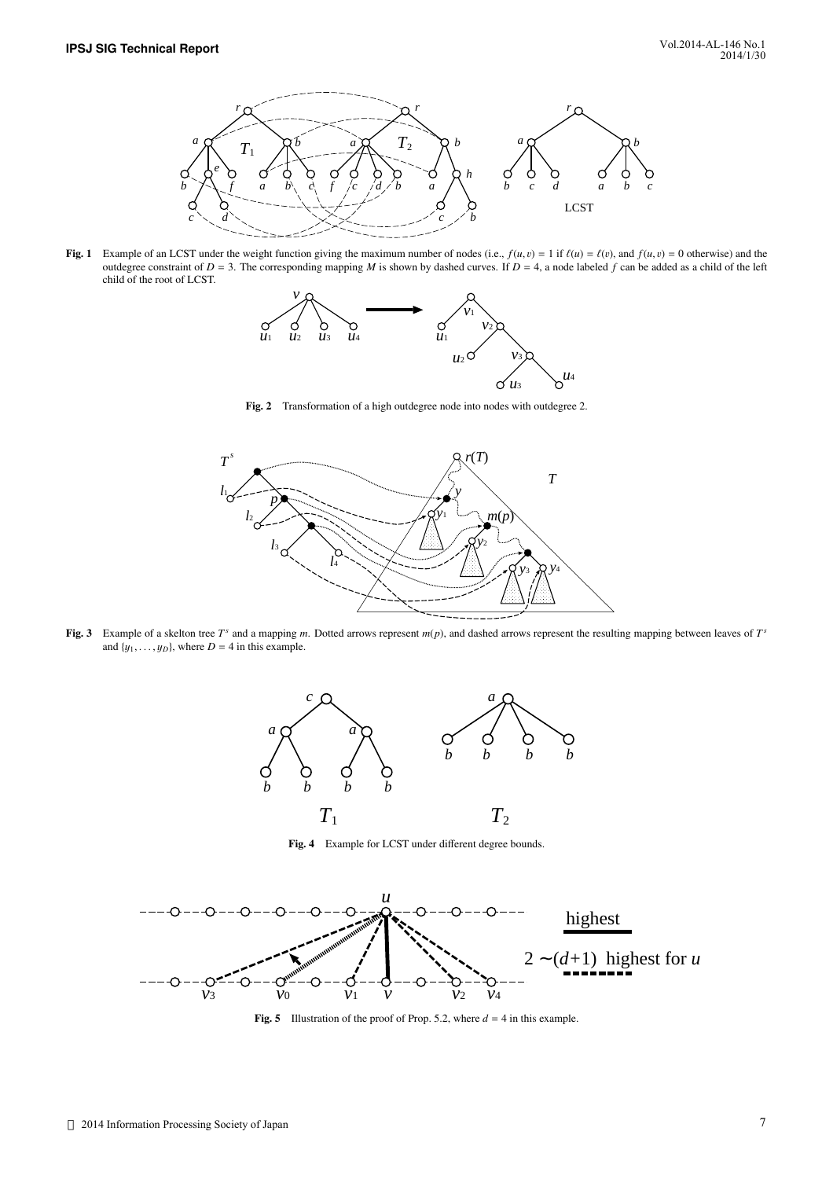**Fig. 1** Example of an LCST under the weight function giving the maximum number of nodes (i.e., $f(u, v) = 1$ if $\ell(u) = \ell(v)$, and $f(u, v) = 0$ otherwise) and the outdegree constraint of $D = 3$. The corresponding mapping $M$ is shown by dashed curves. If $D = 4$, a node labeled $f$ can be added as a child of the left child of the root of LCST.

**Fig. 2** Transformation of a high outdegree node into nodes with outdegree 2.

**Fig. 3** Example of a skelton tree $T^s$ and a mapping $m$. Dotted arrows represent $m(p)$, and dashed arrows represent the resulting mapping between leaves of $T^s$ and $\{y_1, \ldots, y_D\}$, where $D = 4$ in this example.

**Fig. 4** Example for LCST under different degree bounds.

**Fig. 5** Illustration of the proof of Prop. 5.2, where $d = 4$ in this example.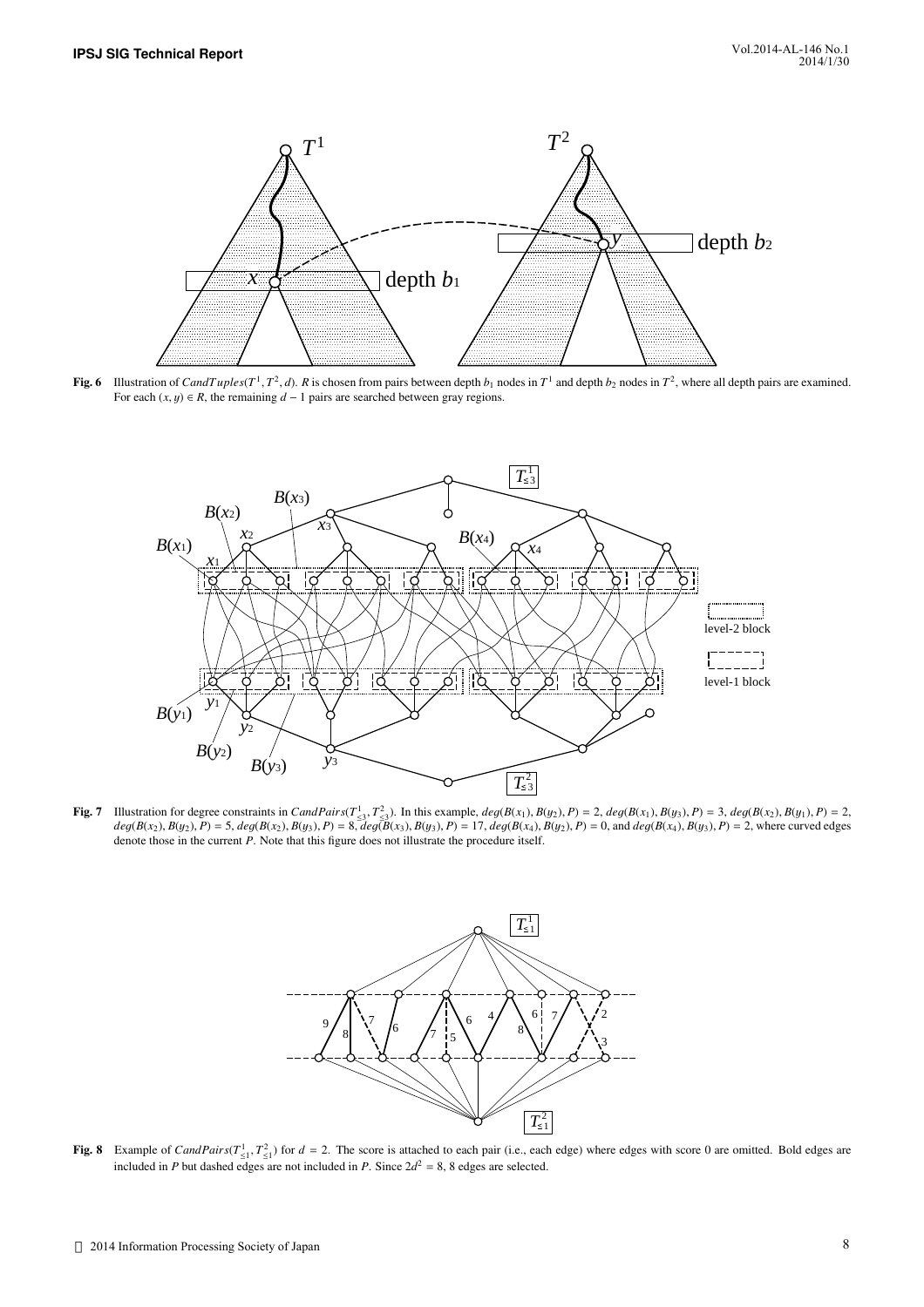$T^1$

$T^2$

$x$

$y$

depth $b_1$

depth $b_2$

**Fig. 6** Illustration of $CandTuples(T^1, T^2, d)$. $R$ is chosen from pairs between depth $b_1$ nodes in $T^1$ and depth $b_2$ nodes in $T^2$, where all depth pairs are examined. For each $(x, y) \in R$, the remaining $d - 1$ pairs are searched between gray regions.

$T^1_{\leq 3}$

$B(x_3)$

$B(x_2)$

$x_3$

$x_2$

$B(x_4)$

$x_4$

$B(x_1)$

$x_1$

level-2 block

level-1 block

$y_1$

$B(y_1)$

$y_2$

$B(y_2)$

$y_3$

$B(y_3)$

$T^2_{\leq 3}$

**Fig. 7** Illustration for degree constraints in $CandPairs(T^1_{\leq 3}, T^2_{\leq 3})$. In this example, $deg(B(x_1), B(y_2), P) = 2$, $deg(B(x_1), B(y_3), P) = 3$, $deg(B(x_2), B(y_1), P) = 2$, $deg(B(x_2), B(y_2), P) = 5$, $deg(B(x_2), B(y_3), P) = 8$, $deg(B(x_3), B(y_3), P) = 17$, $deg(B(x_4), B(y_2), P) = 0$, and $deg(B(x_4), B(y_3), P) = 2$, where curved edges denote those in the current $P$. Note that this figure does not illustrate the procedure itself.

$T^1_{\leq 1}$

9 8 7 6 7 5 6 4 8 6 7 2 3

$T^2_{\leq 1}$

**Fig. 8** Example of $CandPairs(T^1_{\leq 1}, T^2_{\leq 1})$ for $d = 2$. The score is attached to each pair (i.e., each edge) where edges with score 0 are omitted. Bold edges are included in $P$ but dashed edges are not included in $P$. Since $2d^2 = 8$, 8 edges are selected.